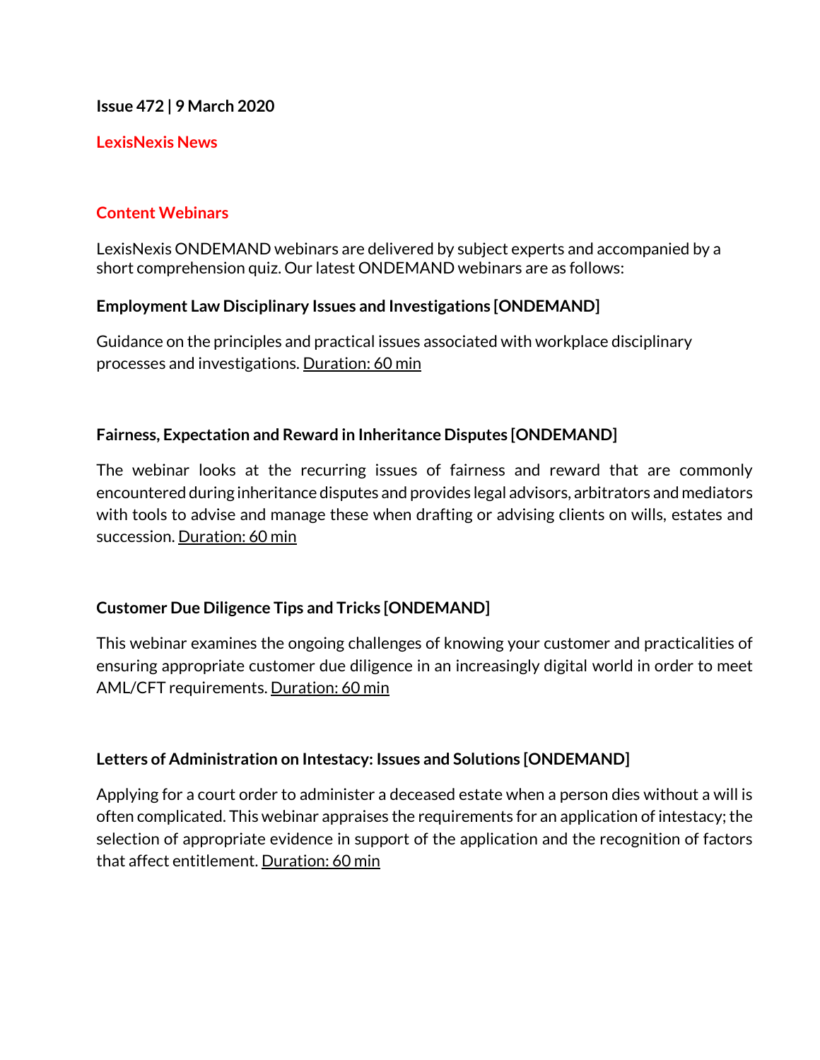**Issue 472 | 9 March 2020**

## LexisNexis News

### Content Webinars

LexisNexis ONDEMAND webinars are delivered by subject experts and accompanied by a short comprehension quiz. Our latest ONDEMAND webinars are as follows:

**Employment Law Disciplinary Issues and Investigations [ONDEMAND]**

Guidance on the principles and practical issues associated with workplace disciplinary processes and investigations. Duration: 60 min

**Fairness, Expectation and Reward in Inheritance Disputes [ONDEMAND]**

The webinar looks at the recurring issues of fairness and reward that are commonly encountered during inheritance disputes and provides legal advisors, arbitrators and mediators with tools to advise and manage these when drafting or advising clients on wills, estates and succession. Duration: 60 min

**Customer Due Diligence Tips and Tricks [ONDEMAND]**

This webinar examines the ongoing challenges of knowing your customer and practicalities of ensuring appropriate customer due diligence in an increasingly digital world in order to meet AML/CFT requirements. Duration: 60 min

**Letters of Administration on Intestacy: Issues and Solutions [ONDEMAND]**

Applying for a court order to administer a deceased estate when a person dies without a will is often complicated. This webinar appraises the requirements for an application of intestacy; the selection of appropriate evidence in support of the application and the recognition of factors that affect entitlement. Duration: 60 min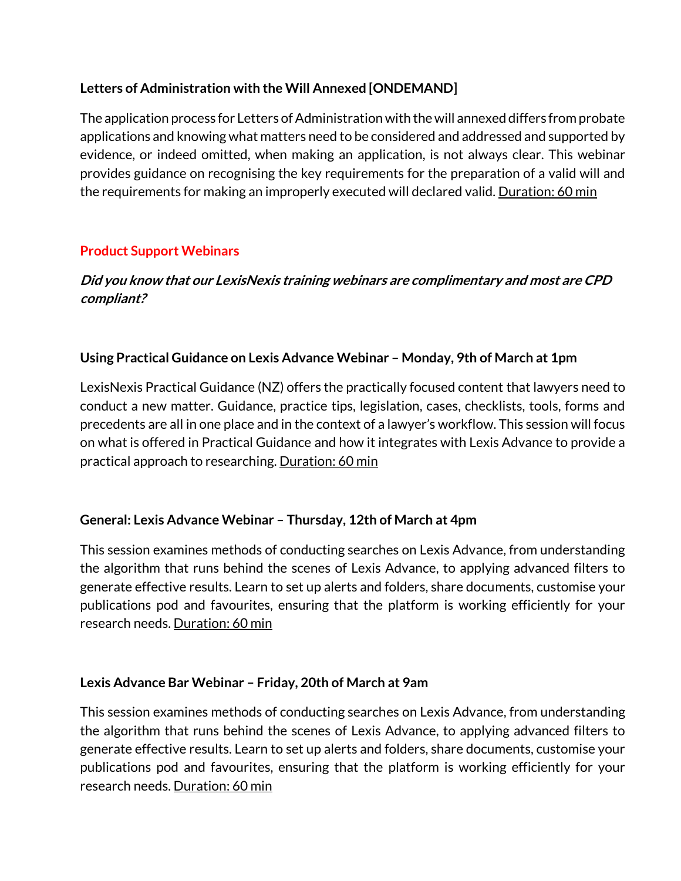**Letters of Administration with the Will Annexed [ONDEMAND]**

The application process for Letters of Administration with the will annexed differs from probate applications and knowing what matters need to be considered and addressed and supported by evidence, or indeed omitted, when making an application, is not always clear. This webinar provides guidance on recognising the key requirements for the preparation of a valid will and the requirements for making an improperly executed will declared valid. Duration: 60 min

## Product Support Webinars

***Did you know that our LexisNexis training webinars are complimentary and most are CPD compliant?***

**Using Practical Guidance on Lexis Advance Webinar – Monday, 9th of March at 1pm**

LexisNexis Practical Guidance (NZ) offers the practically focused content that lawyers need to conduct a new matter. Guidance, practice tips, legislation, cases, checklists, tools, forms and precedents are all in one place and in the context of a lawyer's workflow. This session will focus on what is offered in Practical Guidance and how it integrates with Lexis Advance to provide a practical approach to researching. Duration: 60 min

**General: Lexis Advance Webinar – Thursday, 12th of March at 4pm**

This session examines methods of conducting searches on Lexis Advance, from understanding the algorithm that runs behind the scenes of Lexis Advance, to applying advanced filters to generate effective results. Learn to set up alerts and folders, share documents, customise your publications pod and favourites, ensuring that the platform is working efficiently for your research needs. Duration: 60 min

**Lexis Advance Bar Webinar – Friday, 20th of March at 9am**

This session examines methods of conducting searches on Lexis Advance, from understanding the algorithm that runs behind the scenes of Lexis Advance, to applying advanced filters to generate effective results. Learn to set up alerts and folders, share documents, customise your publications pod and favourites, ensuring that the platform is working efficiently for your research needs. Duration: 60 min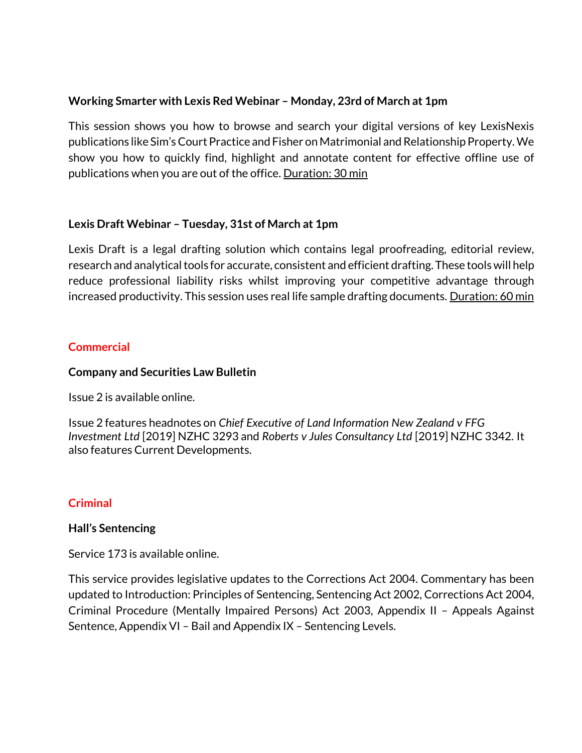**Working Smarter with Lexis Red Webinar – Monday, 23rd of March at 1pm**

This session shows you how to browse and search your digital versions of key LexisNexis publications like Sim's Court Practice and Fisher on Matrimonial and Relationship Property. We show you how to quickly find, highlight and annotate content for effective offline use of publications when you are out of the office. Duration: 30 min

**Lexis Draft Webinar – Tuesday, 31st of March at 1pm**

Lexis Draft is a legal drafting solution which contains legal proofreading, editorial review, research and analytical tools for accurate, consistent and efficient drafting. These tools will help reduce professional liability risks whilst improving your competitive advantage through increased productivity. This session uses real life sample drafting documents. Duration: 60 min

## Commercial

**Company and Securities Law Bulletin**

Issue 2 is available online.

Issue 2 features headnotes on *Chief Executive of Land Information New Zealand v FFG Investment Ltd* [2019] NZHC 3293 and *Roberts v Jules Consultancy Ltd* [2019] NZHC 3342. It also features Current Developments.

## Criminal

**Hall's Sentencing**

Service 173 is available online.

This service provides legislative updates to the Corrections Act 2004. Commentary has been updated to Introduction: Principles of Sentencing, Sentencing Act 2002, Corrections Act 2004, Criminal Procedure (Mentally Impaired Persons) Act 2003, Appendix II – Appeals Against Sentence, Appendix VI – Bail and Appendix IX – Sentencing Levels.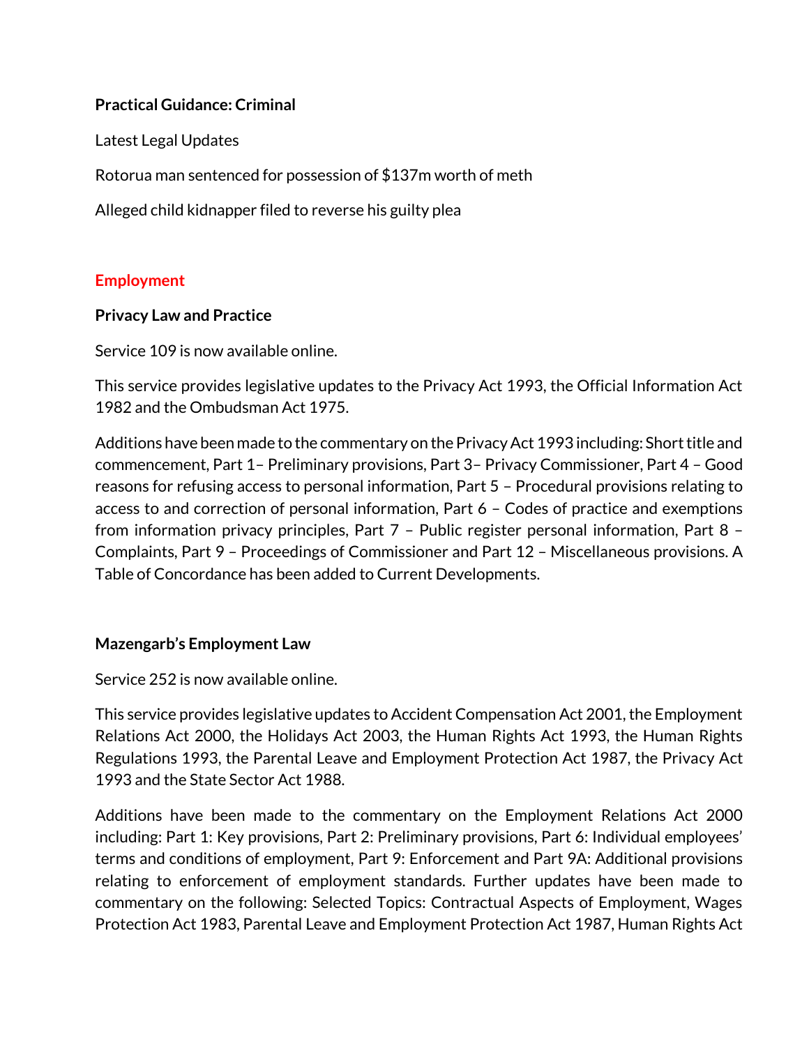**Practical Guidance: Criminal**

Latest Legal Updates

Rotorua man sentenced for possession of $137m worth of meth

Alleged child kidnapper filed to reverse his guilty plea

## Employment

**Privacy Law and Practice**

Service 109 is now available online.

This service provides legislative updates to the Privacy Act 1993, the Official Information Act 1982 and the Ombudsman Act 1975.

Additions have been made to the commentary on the Privacy Act 1993 including: Short title and commencement, Part 1– Preliminary provisions, Part 3– Privacy Commissioner, Part 4 – Good reasons for refusing access to personal information, Part 5 – Procedural provisions relating to access to and correction of personal information, Part 6 – Codes of practice and exemptions from information privacy principles, Part 7 – Public register personal information, Part 8 – Complaints, Part 9 – Proceedings of Commissioner and Part 12 – Miscellaneous provisions. A Table of Concordance has been added to Current Developments.

**Mazengarb's Employment Law**

Service 252 is now available online.

This service provides legislative updates to Accident Compensation Act 2001, the Employment Relations Act 2000, the Holidays Act 2003, the Human Rights Act 1993, the Human Rights Regulations 1993, the Parental Leave and Employment Protection Act 1987, the Privacy Act 1993 and the State Sector Act 1988.

Additions have been made to the commentary on the Employment Relations Act 2000 including: Part 1: Key provisions, Part 2: Preliminary provisions, Part 6: Individual employees' terms and conditions of employment, Part 9: Enforcement and Part 9A: Additional provisions relating to enforcement of employment standards. Further updates have been made to commentary on the following: Selected Topics: Contractual Aspects of Employment, Wages Protection Act 1983, Parental Leave and Employment Protection Act 1987, Human Rights Act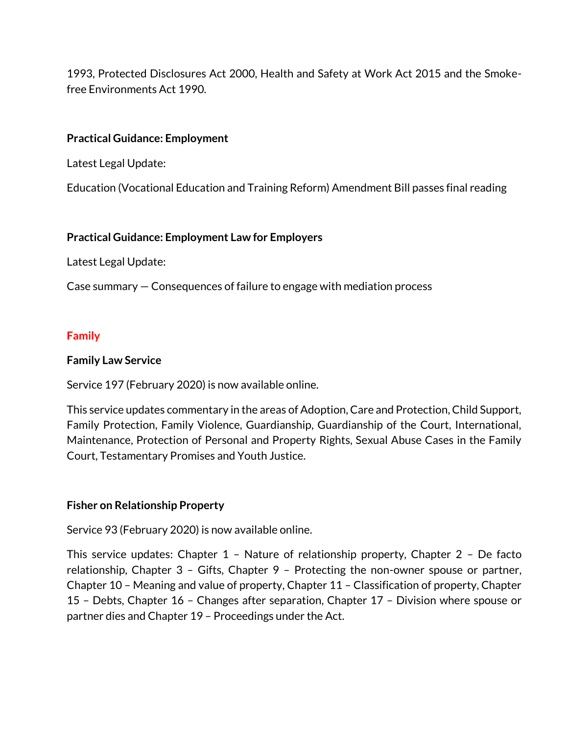1993, Protected Disclosures Act 2000, Health and Safety at Work Act 2015 and the Smoke-free Environments Act 1990.

**Practical Guidance: Employment**

Latest Legal Update:

Education (Vocational Education and Training Reform) Amendment Bill passes final reading

**Practical Guidance: Employment Law for Employers**

Latest Legal Update:

Case summary — Consequences of failure to engage with mediation process

## Family

**Family Law Service**

Service 197 (February 2020) is now available online.

This service updates commentary in the areas of Adoption, Care and Protection, Child Support, Family Protection, Family Violence, Guardianship, Guardianship of the Court, International, Maintenance, Protection of Personal and Property Rights, Sexual Abuse Cases in the Family Court, Testamentary Promises and Youth Justice.

**Fisher on Relationship Property**

Service 93 (February 2020) is now available online.

This service updates: Chapter 1 – Nature of relationship property, Chapter 2 – De facto relationship, Chapter 3 – Gifts, Chapter 9 – Protecting the non-owner spouse or partner, Chapter 10 – Meaning and value of property, Chapter 11 – Classification of property, Chapter 15 – Debts, Chapter 16 – Changes after separation, Chapter 17 – Division where spouse or partner dies and Chapter 19 – Proceedings under the Act.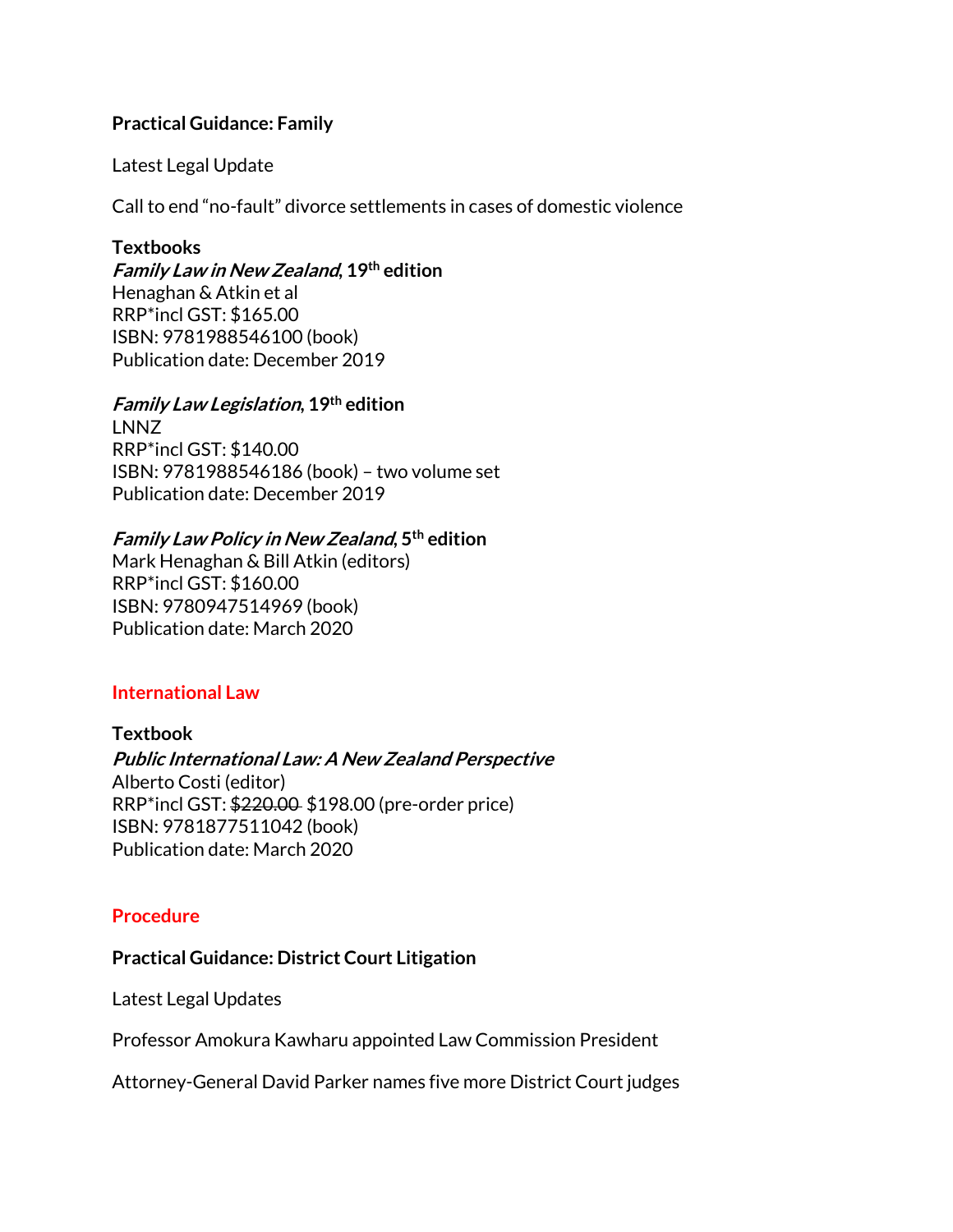**Practical Guidance: Family**

Latest Legal Update

Call to end "no-fault" divorce settlements in cases of domestic violence

**Textbooks**
***Family Law in New Zealand*, 19th edition**
Henaghan & Atkin et al
RRP*incl GST: $165.00
ISBN: 9781988546100 (book)
Publication date: December 2019

***Family Law Legislation*, 19th edition**
LNNZ
RRP*incl GST: $140.00
ISBN: 9781988546186 (book) – two volume set
Publication date: December 2019

***Family Law Policy in New Zealand*, 5th edition**
Mark Henaghan & Bill Atkin (editors)
RRP*incl GST: $160.00
ISBN: 9780947514969 (book)
Publication date: March 2020

## International Law

**Textbook**
***Public International Law: A New Zealand Perspective***
Alberto Costi (editor)
RRP*incl GST: ~~$220.00~~ $198.00 (pre-order price)
ISBN: 9781877511042 (book)
Publication date: March 2020

## Procedure

**Practical Guidance: District Court Litigation**

Latest Legal Updates

Professor Amokura Kawharu appointed Law Commission President

Attorney-General David Parker names five more District Court judges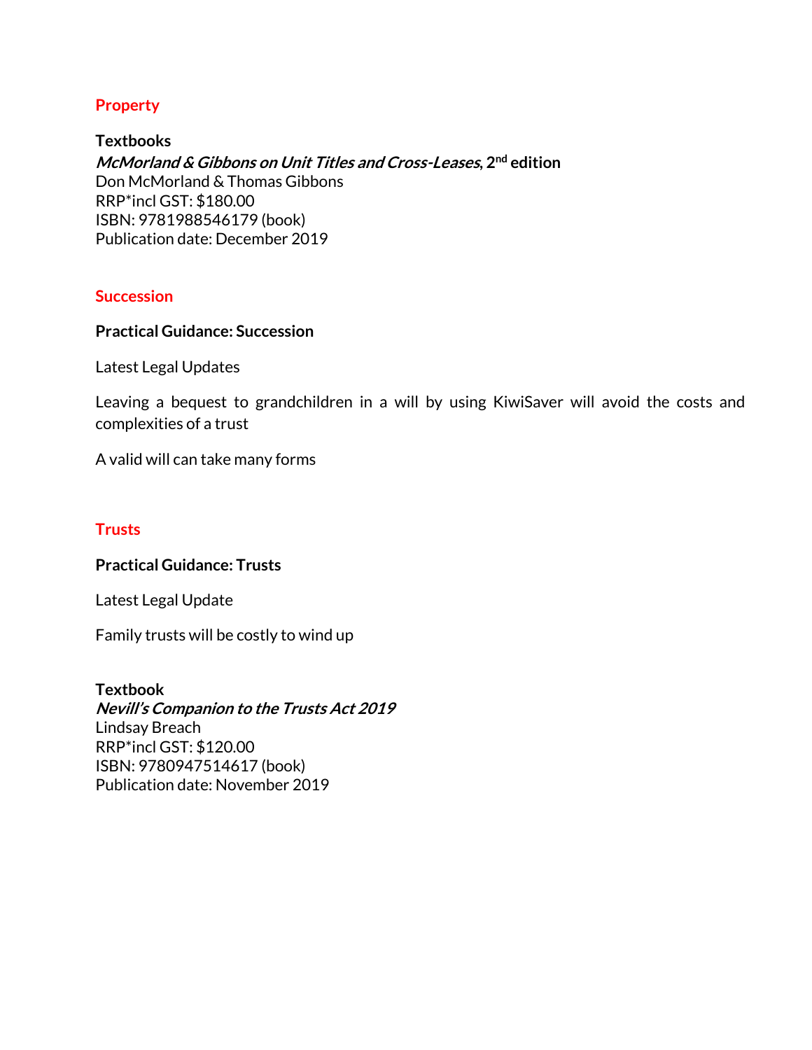## Property

**Textbooks**
***McMorland & Gibbons on Unit Titles and Cross-Leases*, 2nd edition**
Don McMorland & Thomas Gibbons
RRP*incl GST: $180.00
ISBN: 9781988546179 (book)
Publication date: December 2019

## Succession

**Practical Guidance: Succession**

Latest Legal Updates

Leaving a bequest to grandchildren in a will by using KiwiSaver will avoid the costs and complexities of a trust

A valid will can take many forms

## Trusts

**Practical Guidance: Trusts**

Latest Legal Update

Family trusts will be costly to wind up

**Textbook**
***Nevill's Companion to the Trusts Act 2019***
Lindsay Breach
RRP*incl GST: $120.00
ISBN: 9780947514617 (book)
Publication date: November 2019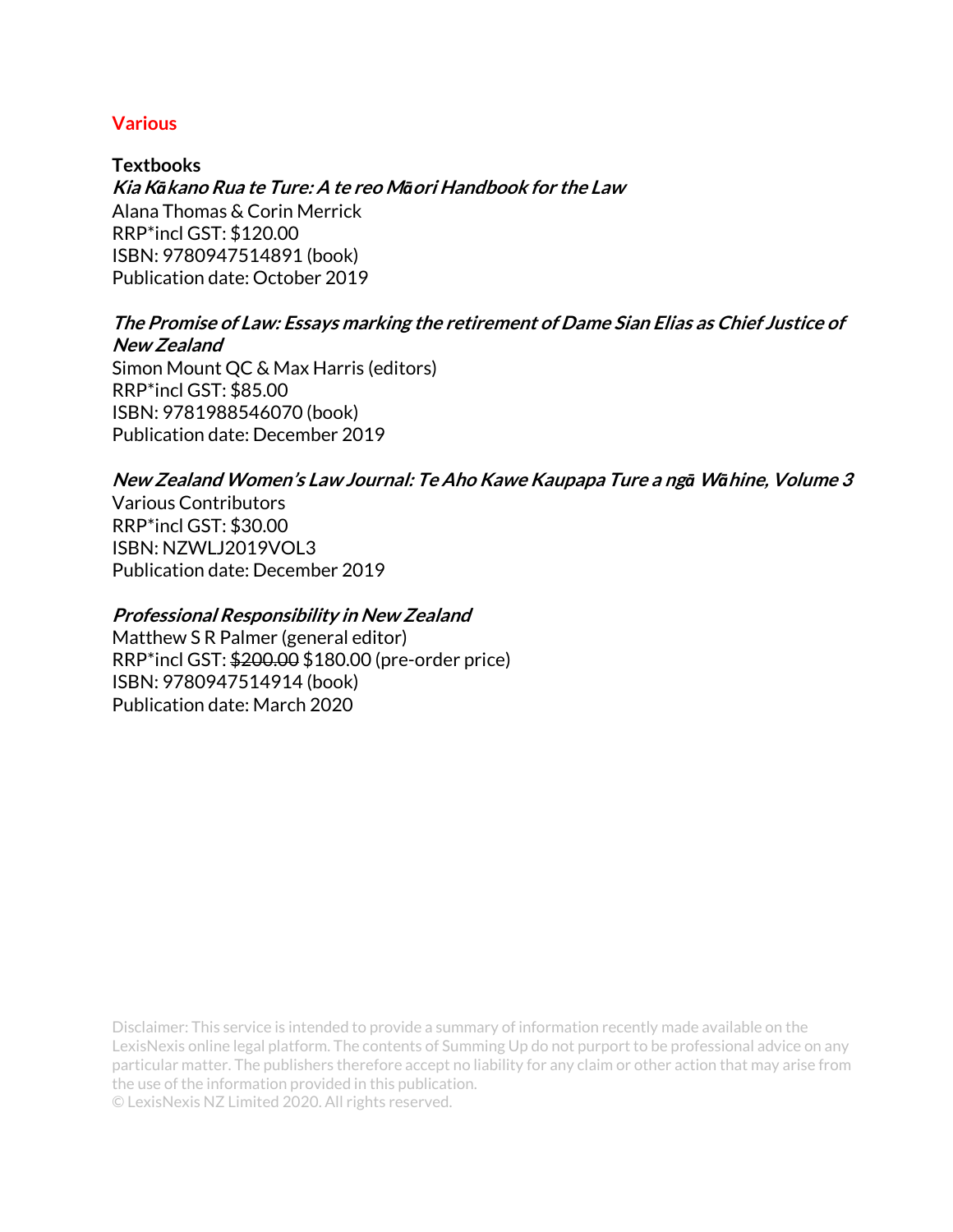## Various

**Textbooks**

***Kia Kākano Rua te Ture: A te reo Māori Handbook for the Law***
Alana Thomas & Corin Merrick
RRP*incl GST: $120.00
ISBN: 9780947514891 (book)
Publication date: October 2019

***The Promise of Law: Essays marking the retirement of Dame Sian Elias as Chief Justice of New Zealand***
Simon Mount QC & Max Harris (editors)
RRP*incl GST: $85.00
ISBN: 9781988546070 (book)
Publication date: December 2019

***New Zealand Women's Law Journal: Te Aho Kawe Kaupapa Ture a ngā Wāhine, Volume 3***
Various Contributors
RRP*incl GST: $30.00
ISBN: NZWLJ2019VOL3
Publication date: December 2019

***Professional Responsibility in New Zealand***
Matthew S R Palmer (general editor)
RRP*incl GST: ~~$200.00~~ $180.00 (pre-order price)
ISBN: 9780947514914 (book)
Publication date: March 2020

Disclaimer: This service is intended to provide a summary of information recently made available on the LexisNexis online legal platform. The contents of Summing Up do not purport to be professional advice on any particular matter. The publishers therefore accept no liability for any claim or other action that may arise from the use of the information provided in this publication.
© LexisNexis NZ Limited 2020. All rights reserved.